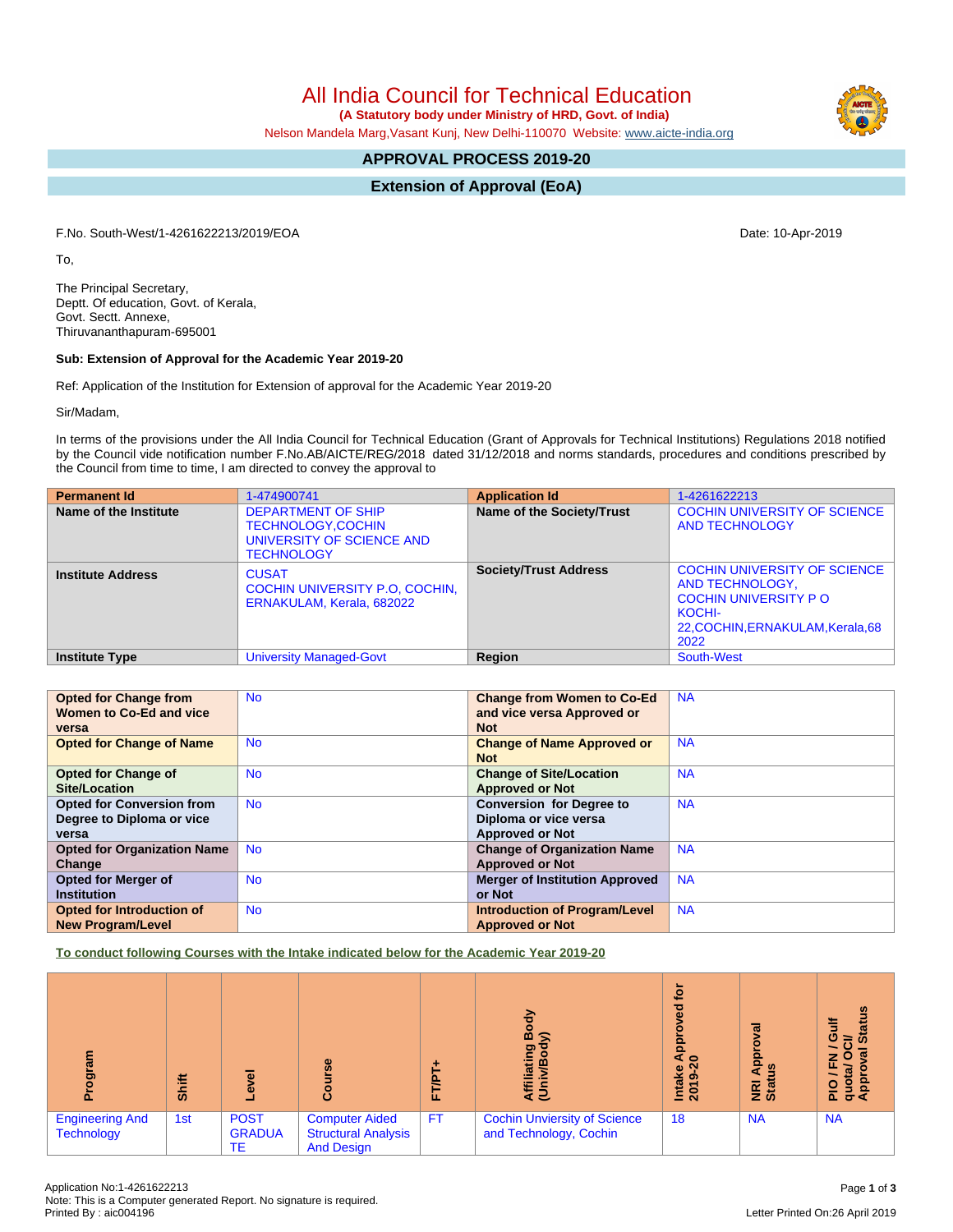# All India Council for Technical Education

**(A Statutory body under Ministry of HRD, Govt. of India)**

Nelson Mandela Marg,Vasant Kunj, New Delhi-110070 Website: www.aicte-india.org

## APPROVAL PROCESS 2019-20

## Extension of Approval (EoA)

F.No. South-West/1-4261622213/2019/EOA

Date: 10-Apr-2019

To,

The Principal Secretary,
Deptt. Of education, Govt. of Kerala,
Govt. Sectt. Annexe,
Thiruvananthapuram-695001

**Sub: Extension of Approval for the Academic Year 2019-20**

Ref: Application of the Institution for Extension of approval for the Academic Year 2019-20

Sir/Madam,

In terms of the provisions under the All India Council for Technical Education (Grant of Approvals for Technical Institutions) Regulations 2018 notified by the Council vide notification number F.No.AB/AICTE/REG/2018 dated 31/12/2018 and norms standards, procedures and conditions prescribed by the Council from time to time, I am directed to convey the approval to

| **Permanent Id** | 1-474900741 | **Application Id** | 1-4261622213 |
|---|---|---|---|
| **Name of the Institute** | DEPARTMENT OF SHIP TECHNOLOGY,COCHIN UNIVERSITY OF SCIENCE AND TECHNOLOGY | **Name of the Society/Trust** | COCHIN UNIVERSITY OF SCIENCE AND TECHNOLOGY |
| **Institute Address** | CUSAT<br>COCHIN UNIVERSITY P.O, COCHIN, ERNAKULAM, Kerala, 682022 | **Society/Trust Address** | COCHIN UNIVERSITY OF SCIENCE AND TECHNOLOGY,<br>COCHIN UNIVERSITY P O KOCHI-22,COCHIN,ERNAKULAM,Kerala,682022 |
| **Institute Type** | University Managed-Govt | **Region** | South-West |

| **Opted for Change from Women to Co-Ed and vice versa** | No | **Change from Women to Co-Ed and vice versa Approved or Not** | NA |
|---|---|---|---|
| **Opted for Change of Name** | No | **Change of Name Approved or Not** | NA |
| **Opted for Change of Site/Location** | No | **Change of Site/Location Approved or Not** | NA |
| **Opted for Conversion from Degree to Diploma or vice versa** | No | **Conversion for Degree to Diploma or vice versa Approved or Not** | NA |
| **Opted for Organization Name Change** | No | **Change of Organization Name Approved or Not** | NA |
| **Opted for Merger of Institution** | No | **Merger of Institution Approved or Not** | NA |
| **Opted for Introduction of New Program/Level** | No | **Introduction of Program/Level Approved or Not** | NA |

**To conduct following Courses with the Intake indicated below for the Academic Year 2019-20**

| Program | Shift | Level | Course | FT/PT+ | Affiliating Body (Univ/Body) | Intake Approved for 2019-20 | NRI Approval Status | PIO / FN / Gulf quota/ OCI/ Approval Status |
|---|---|---|---|---|---|---|---|---|
| Engineering And Technology | 1st | POST GRADUATE | Computer Aided Structural Analysis And Design | FT | Cochin Unviersity of Science and Technology, Cochin | 18 | NA | NA |

Application No:1-4261622213
Note: This is a Computer generated Report. No signature is required.
Printed By : aic004196

Letter Printed On:26 April 2019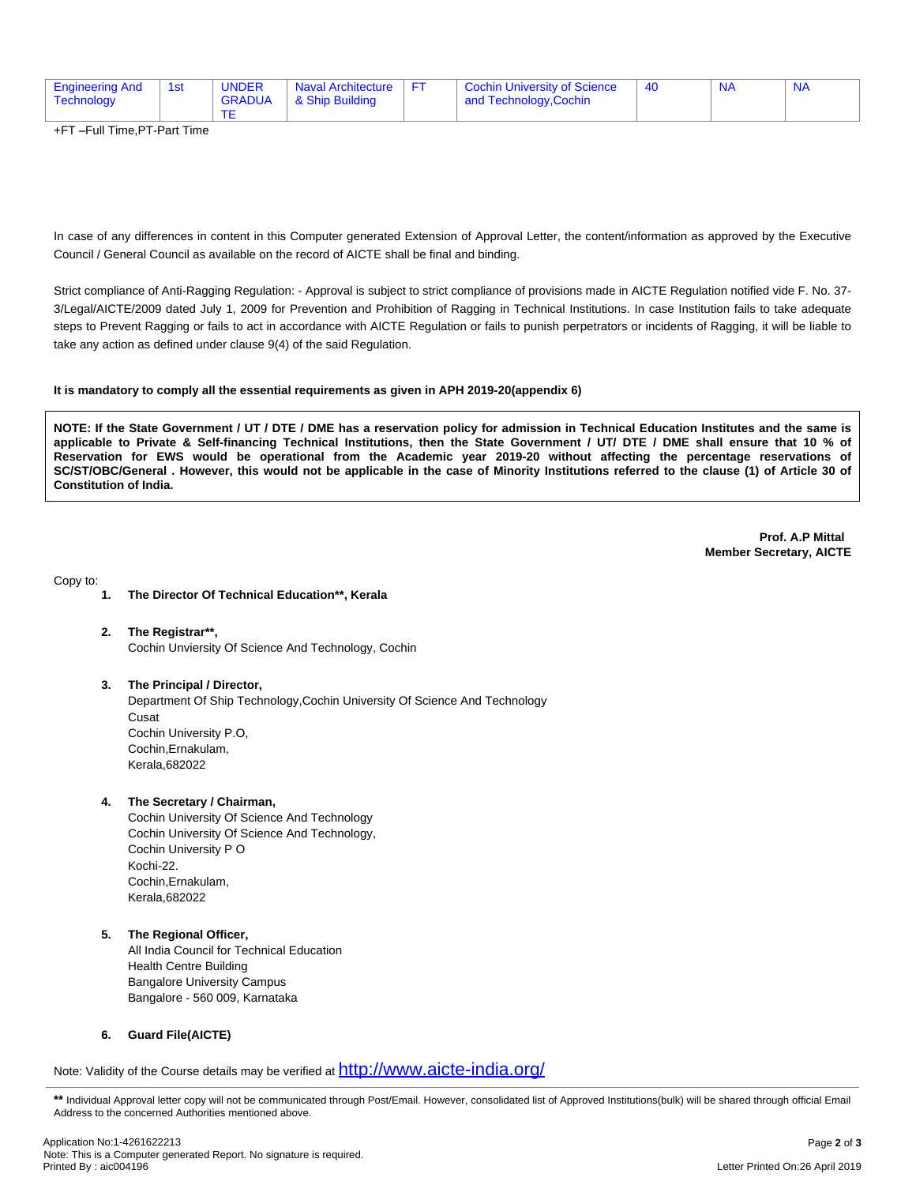| | | | | | | | | |
|---|---|---|---|---|---|---|---|---|
| Engineering And Technology | 1st | UNDER GRADUATE | Naval Architecture & Ship Building | FT | Cochin University of Science and Technology,Cochin | 40 | NA | NA |

+FT –Full Time,PT-Part Time

In case of any differences in content in this Computer generated Extension of Approval Letter, the content/information as approved by the Executive Council / General Council as available on the record of AICTE shall be final and binding.

Strict compliance of Anti-Ragging Regulation: - Approval is subject to strict compliance of provisions made in AICTE Regulation notified vide F. No. 37-3/Legal/AICTE/2009 dated July 1, 2009 for Prevention and Prohibition of Ragging in Technical Institutions. In case Institution fails to take adequate steps to Prevent Ragging or fails to act in accordance with AICTE Regulation or fails to punish perpetrators or incidents of Ragging, it will be liable to take any action as defined under clause 9(4) of the said Regulation.

**It is mandatory to comply all the essential requirements as given in APH 2019-20(appendix 6)**

**NOTE: If the State Government / UT / DTE / DME has a reservation policy for admission in Technical Education Institutes and the same is applicable to Private & Self-financing Technical Institutions, then the State Government / UT/ DTE / DME shall ensure that 10 % of Reservation for EWS would be operational from the Academic year 2019-20 without affecting the percentage reservations of SC/ST/OBC/General . However, this would not be applicable in the case of Minority Institutions referred to the clause (1) of Article 30 of Constitution of India.**

**Prof. A.P Mittal**
**Member Secretary, AICTE**

Copy to:

1. **The Director Of Technical Education\*\*, Kerala**

2. **The Registrar\*\*,**
   Cochin Unviersity Of Science And Technology, Cochin

3. **The Principal / Director,**
   Department Of Ship Technology,Cochin University Of Science And Technology
   Cusat
   Cochin University P.O,
   Cochin,Ernakulam,
   Kerala,682022

4. **The Secretary / Chairman,**
   Cochin University Of Science And Technology
   Cochin University Of Science And Technology,
   Cochin University P O
   Kochi-22.
   Cochin,Ernakulam,
   Kerala,682022

5. **The Regional Officer,**
   All India Council for Technical Education
   Health Centre Building
   Bangalore University Campus
   Bangalore - 560 009, Karnataka

6. **Guard File(AICTE)**

Note: Validity of the Course details may be verified at http://www.aicte-india.org/

**\*\*** Individual Approval letter copy will not be communicated through Post/Email. However, consolidated list of Approved Institutions(bulk) will be shared through official Email Address to the concerned Authorities mentioned above.

Application No:1-4261622213
Note: This is a Computer generated Report. No signature is required.
Printed By : aic004196

Letter Printed On:26 April 2019